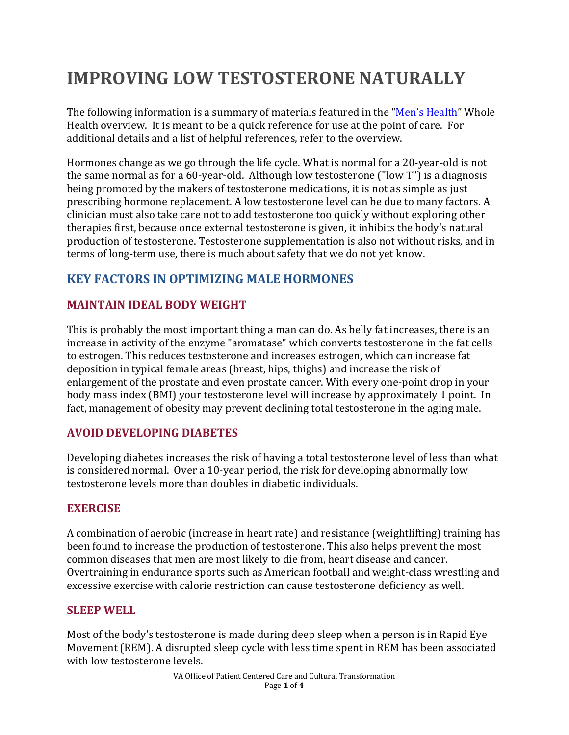# IMPROVING LOW TESTOSTERONE NATURALLY

The following information is a summary of materials featured in the "Men's Health" Whole Health overview. It is meant to be a quick reference for use at the point of care. For additional details and a list of helpful references, refer to the overview.

Hormones change as we go through the life cycle. What is normal for a 20-year-old is not the same normal as for a 60-year-old. Although low testosterone ("low T") is a diagnosis being promoted by the makers of testosterone medications, it is not as simple as just prescribing hormone replacement. A low testosterone level can be due to many factors. A clinician must also take care not to add testosterone too quickly without exploring other therapies first, because once external testosterone is given, it inhibits the body's natural production of testosterone. Testosterone supplementation is also not without risks, and in terms of long-term use, there is much about safety that we do not yet know.

## KEY FACTORS IN OPTIMIZING MALE HORMONES

### MAINTAIN IDEAL BODY WEIGHT

This is probably the most important thing a man can do. As belly fat increases, there is an increase in activity of the enzyme "aromatase" which converts testosterone in the fat cells to estrogen. This reduces testosterone and increases estrogen, which can increase fat deposition in typical female areas (breast, hips, thighs) and increase the risk of enlargement of the prostate and even prostate cancer. With every one-point drop in your body mass index (BMI) your testosterone level will increase by approximately 1 point. In fact, management of obesity may prevent declining total testosterone in the aging male.

### AVOID DEVELOPING DIABETES

Developing diabetes increases the risk of having a total testosterone level of less than what is considered normal. Over a 10-year period, the risk for developing abnormally low testosterone levels more than doubles in diabetic individuals.

### EXERCISE

A combination of aerobic (increase in heart rate) and resistance (weightlifting) training has been found to increase the production of testosterone. This also helps prevent the most common diseases that men are most likely to die from, heart disease and cancer. Overtraining in endurance sports such as American football and weight-class wrestling and excessive exercise with calorie restriction can cause testosterone deficiency as well.

### SLEEP WELL

Most of the body's testosterone is made during deep sleep when a person is in Rapid Eye Movement (REM). A disrupted sleep cycle with less time spent in REM has been associated with low testosterone levels.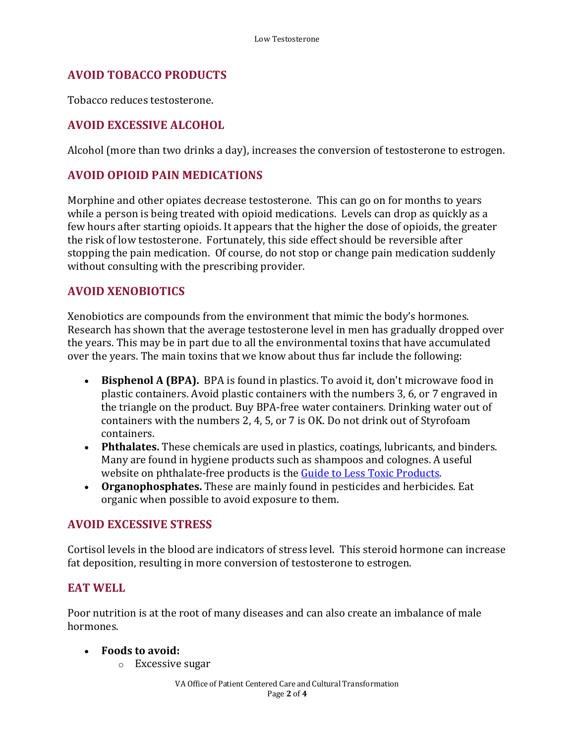## AVOID TOBACCO PRODUCTS

Tobacco reduces testosterone.

## AVOID EXCESSIVE ALCOHOL

Alcohol (more than two drinks a day), increases the conversion of testosterone to estrogen.

## AVOID OPIOID PAIN MEDICATIONS

Morphine and other opiates decrease testosterone. This can go on for months to years while a person is being treated with opioid medications. Levels can drop as quickly as a few hours after starting opioids. It appears that the higher the dose of opioids, the greater the risk of low testosterone. Fortunately, this side effect should be reversible after stopping the pain medication. Of course, do not stop or change pain medication suddenly without consulting with the prescribing provider.

## AVOID XENOBIOTICS

Xenobiotics are compounds from the environment that mimic the body's hormones. Research has shown that the average testosterone level in men has gradually dropped over the years. This may be in part due to all the environmental toxins that have accumulated over the years. The main toxins that we know about thus far include the following:

- **Bisphenol A (BPA).** BPA is found in plastics. To avoid it, don't microwave food in plastic containers. Avoid plastic containers with the numbers 3, 6, or 7 engraved in the triangle on the product. Buy BPA-free water containers. Drinking water out of containers with the numbers 2, 4, 5, or 7 is OK. Do not drink out of Styrofoam containers.
- **Phthalates.** These chemicals are used in plastics, coatings, lubricants, and binders. Many are found in hygiene products such as shampoos and colognes. A useful website on phthalate-free products is the Guide to Less Toxic Products.
- **Organophosphates.** These are mainly found in pesticides and herbicides. Eat organic when possible to avoid exposure to them.

## AVOID EXCESSIVE STRESS

Cortisol levels in the blood are indicators of stress level. This steroid hormone can increase fat deposition, resulting in more conversion of testosterone to estrogen.

## EAT WELL

Poor nutrition is at the root of many diseases and can also create an imbalance of male hormones.

- **Foods to avoid:**
  - Excessive sugar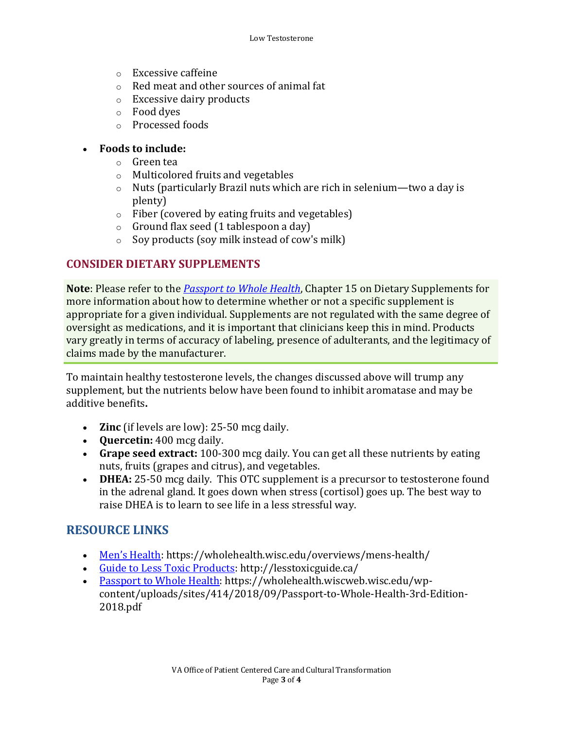- Excessive caffeine
  - Red meat and other sources of animal fat
  - Excessive dairy products
  - Food dyes
  - Processed foods

- **Foods to include:**
  - Green tea
  - Multicolored fruits and vegetables
  - Nuts (particularly Brazil nuts which are rich in selenium—two a day is plenty)
  - Fiber (covered by eating fruits and vegetables)
  - Ground flax seed (1 tablespoon a day)
  - Soy products (soy milk instead of cow's milk)

## CONSIDER DIETARY SUPPLEMENTS

**Note**: Please refer to the [*Passport to Whole Health*](https://wholehealth.wiscweb.wisc.edu/wp-content/uploads/sites/414/2018/09/Passport-to-Whole-Health-3rd-Edition-2018.pdf), Chapter 15 on Dietary Supplements for more information about how to determine whether or not a specific supplement is appropriate for a given individual. Supplements are not regulated with the same degree of oversight as medications, and it is important that clinicians keep this in mind. Products vary greatly in terms of accuracy of labeling, presence of adulterants, and the legitimacy of claims made by the manufacturer.

To maintain healthy testosterone levels, the changes discussed above will trump any supplement, but the nutrients below have been found to inhibit aromatase and may be additive benefits**.**

- **Zinc** (if levels are low): 25-50 mcg daily.
- **Quercetin:** 400 mcg daily.
- **Grape seed extract:** 100-300 mcg daily. You can get all these nutrients by eating nuts, fruits (grapes and citrus), and vegetables.
- **DHEA:** 25-50 mcg daily. This OTC supplement is a precursor to testosterone found in the adrenal gland. It goes down when stress (cortisol) goes up. The best way to raise DHEA is to learn to see life in a less stressful way.

## RESOURCE LINKS

- [Men's Health](https://wholehealth.wisc.edu/overviews/mens-health/): https://wholehealth.wisc.edu/overviews/mens-health/
- [Guide to Less Toxic Products](http://lesstoxicguide.ca/): http://lesstoxicguide.ca/
- [Passport to Whole Health](https://wholehealth.wiscweb.wisc.edu/wp-content/uploads/sites/414/2018/09/Passport-to-Whole-Health-3rd-Edition-2018.pdf): https://wholehealth.wiscweb.wisc.edu/wp-content/uploads/sites/414/2018/09/Passport-to-Whole-Health-3rd-Edition-2018.pdf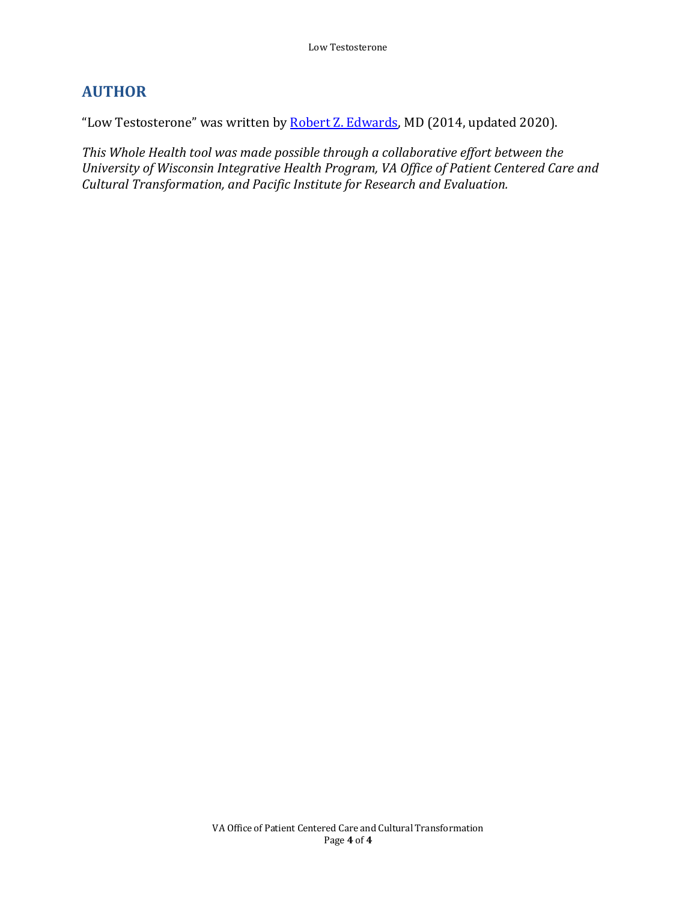## AUTHOR

"Low Testosterone" was written by Robert Z. Edwards, MD (2014, updated 2020).

*This Whole Health tool was made possible through a collaborative effort between the University of Wisconsin Integrative Health Program, VA Office of Patient Centered Care and Cultural Transformation, and Pacific Institute for Research and Evaluation.*